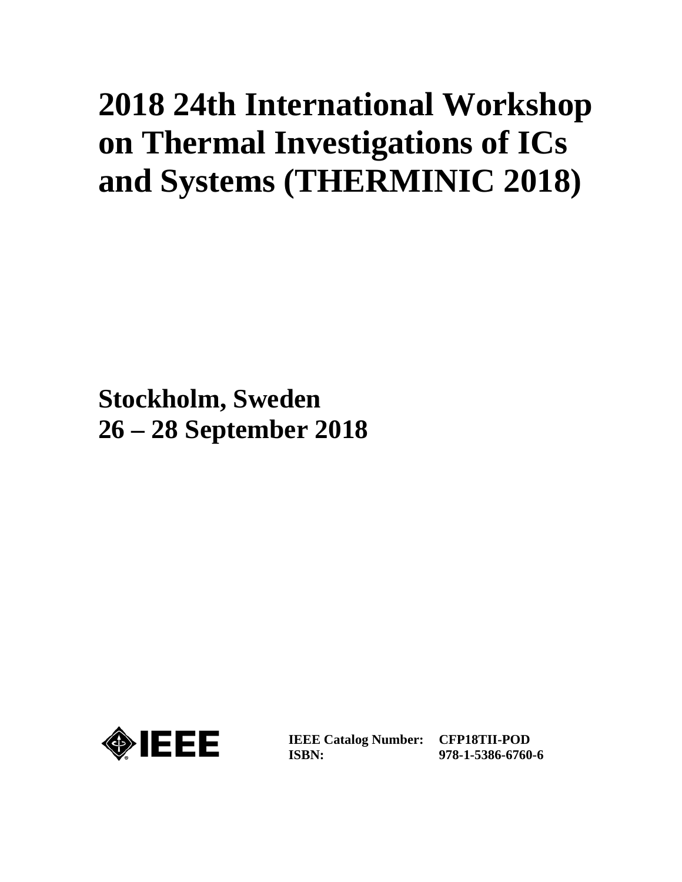# 2018 24th International Workshop on Thermal Investigations of ICs and Systems (THERMINIC 2018)

**Stockholm, Sweden**
**26 – 28 September 2018**

IEEE

| | |
|---|---|
| **IEEE Catalog Number:** | **CFP18TII-POD** |
| **ISBN:** | **978-1-5386-6760-6** |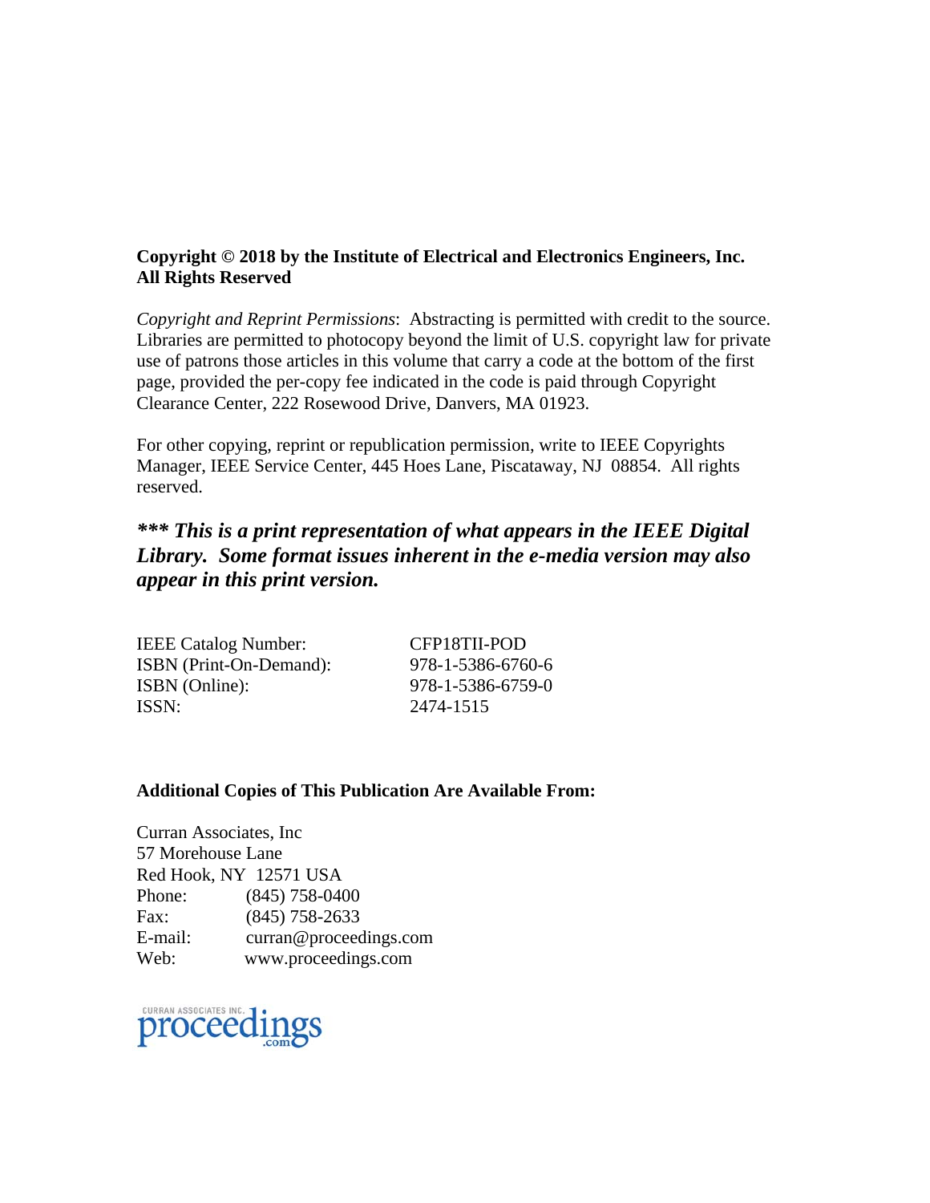**Copyright © 2018 by the Institute of Electrical and Electronics Engineers, Inc.**
**All Rights Reserved**

*Copyright and Reprint Permissions*: Abstracting is permitted with credit to the source. Libraries are permitted to photocopy beyond the limit of U.S. copyright law for private use of patrons those articles in this volume that carry a code at the bottom of the first page, provided the per-copy fee indicated in the code is paid through Copyright Clearance Center, 222 Rosewood Drive, Danvers, MA 01923.

For other copying, reprint or republication permission, write to IEEE Copyrights Manager, IEEE Service Center, 445 Hoes Lane, Piscataway, NJ 08854. All rights reserved.

***\*\*\* This is a print representation of what appears in the IEEE Digital Library. Some format issues inherent in the e-media version may also appear in this print version.***

| | |
|---|---|
| IEEE Catalog Number: | CFP18TII-POD |
| ISBN (Print-On-Demand): | 978-1-5386-6760-6 |
| ISBN (Online): | 978-1-5386-6759-0 |
| ISSN: | 2474-1515 |

**Additional Copies of This Publication Are Available From:**

Curran Associates, Inc
57 Morehouse Lane
Red Hook, NY 12571 USA
Phone: (845) 758-0400
Fax: (845) 758-2633
E-mail: curran@proceedings.com
Web: www.proceedings.com

CURRAN ASSOCIATES INC. proceedings.com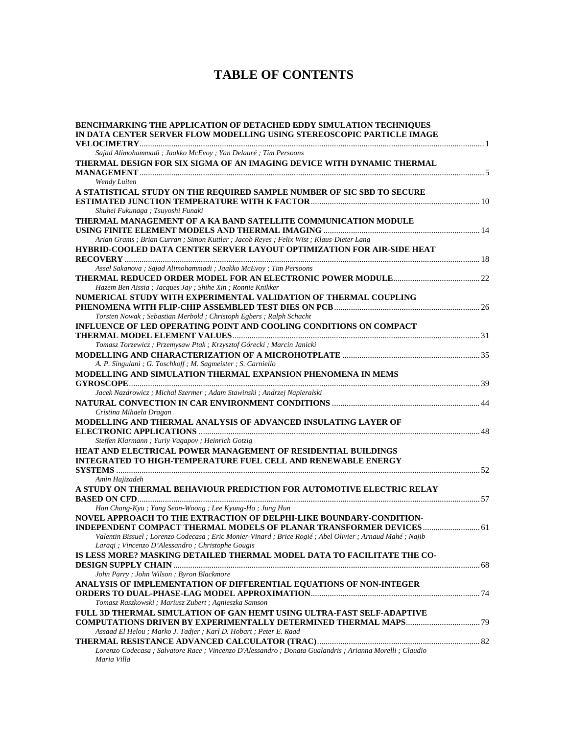# TABLE OF CONTENTS

**BENCHMARKING THE APPLICATION OF DETACHED EDDY SIMULATION TECHNIQUES IN DATA CENTER SERVER FLOW MODELLING USING STEREOSCOPIC PARTICLE IMAGE VELOCIMETRY** ........ 1
*Sajad Alimohammadi ; Jaakko McEvoy ; Yan Delauré ; Tim Persoons*

**THERMAL DESIGN FOR SIX SIGMA OF AN IMAGING DEVICE WITH DYNAMIC THERMAL MANAGEMENT** ........ 5
*Wendy Luiten*

**A STATISTICAL STUDY ON THE REQUIRED SAMPLE NUMBER OF SIC SBD TO SECURE ESTIMATED JUNCTION TEMPERATURE WITH K FACTOR** ........ 10
*Shuhei Fukunaga ; Tsuyoshi Funaki*

**THERMAL MANAGEMENT OF A KA BAND SATELLITE COMMUNICATION MODULE USING FINITE ELEMENT MODELS AND THERMAL IMAGING** ........ 14
*Arian Grams ; Brian Curran ; Simon Kuttler ; Jacob Reyes ; Felix Wist ; Klaus-Dieter Lang*

**HYBRID-COOLED DATA CENTER SERVER LAYOUT OPTIMIZATION FOR AIR-SIDE HEAT RECOVERY** ........ 18
*Assel Sakanova ; Sajad Alimohammadi ; Jaakko McEvoy ; Tim Persoons*

**THERMAL REDUCED ORDER MODEL FOR AN ELECTRONIC POWER MODULE** ........ 22
*Hazem Ben Aissia ; Jacques Jay ; Shihe Xin ; Ronnie Knikker*

**NUMERICAL STUDY WITH EXPERIMENTAL VALIDATION OF THERMAL COUPLING PHENOMENA WITH FLIP-CHIP ASSEMBLED TEST DIES ON PCB** ........ 26
*Torsten Nowak ; Sebastian Merbold ; Christoph Egbers ; Ralph Schacht*

**INFLUENCE OF LED OPERATING POINT AND COOLING CONDITIONS ON COMPACT THERMAL MODEL ELEMENT VALUES** ........ 31
*Tomasz Torzewicz ; Przemysaw Ptak ; Krzysztof Górecki ; Marcin Janicki*

**MODELLING AND CHARACTERIZATION OF A MICROHOTPLATE** ........ 35
*A. P. Singulani ; G. Toschkoff ; M. Sagmeister ; S. Carniello*

**MODELLING AND SIMULATION THERMAL EXPANSION PHENOMENA IN MEMS GYROSCOPE** ........ 39
*Jacek Nazdrowicz ; Michal Szermer ; Adam Stawinski ; Andrzej Napieralski*

**NATURAL CONVECTION IN CAR ENVIRONMENT CONDITIONS** ........ 44
*Cristina Mihaela Dragan*

**MODELLING AND THERMAL ANALYSIS OF ADVANCED INSULATING LAYER OF ELECTRONIC APPLICATIONS** ........ 48
*Steffen Klarmann ; Yuriy Vagapov ; Heinrich Gotzig*

**HEAT AND ELECTRICAL POWER MANAGEMENT OF RESIDENTIAL BUILDINGS INTEGRATED TO HIGH-TEMPERATURE FUEL CELL AND RENEWABLE ENERGY SYSTEMS** ........ 52
*Amin Hajizadeh*

**A STUDY ON THERMAL BEHAVIOUR PREDICTION FOR AUTOMOTIVE ELECTRIC RELAY BASED ON CFD** ........ 57
*Han Chang-Kyu ; Yang Seon-Woong ; Lee Kyung-Ho ; Jung Hun*

**NOVEL APPROACH TO THE EXTRACTION OF DELPHI-LIKE BOUNDARY-CONDITION-INDEPENDENT COMPACT THERMAL MODELS OF PLANAR TRANSFORMER DEVICES** ........ 61
*Valentin Bissuel ; Lorenzo Codecasa ; Eric Monier-Vinard ; Brice Rogié ; Abel Olivier ; Arnaud Mahé ; Najib Laraqi ; Vincenzo D'Alessandro ; Christophe Gougis*

**IS LESS MORE? MASKING DETAILED THERMAL MODEL DATA TO FACILITATE THE CO-DESIGN SUPPLY CHAIN** ........ 68
*John Parry ; John Wilson ; Byron Blackmore*

**ANALYSIS OF IMPLEMENTATION OF DIFFERENTIAL EQUATIONS OF NON-INTEGER ORDERS TO DUAL-PHASE-LAG MODEL APPROXIMATION** ........ 74
*Tomasz Raszkowski ; Mariusz Zubert ; Agnieszka Samson*

**FULL 3D THERMAL SIMULATION OF GAN HEMT USING ULTRA-FAST SELF-ADAPTIVE COMPUTATIONS DRIVEN BY EXPERIMENTALLY DETERMINED THERMAL MAPS** ........ 79
*Assaad El Helou ; Marko J. Tadjer ; Karl D. Hobart ; Peter E. Raad*

**THERMAL RESISTANCE ADVANCED CALCULATOR (TRAC)** ........ 82
*Lorenzo Codecasa ; Salvatore Race ; Vincenzo D'Alessandro ; Donata Gualandris ; Arianna Morelli ; Claudio Maria Villa*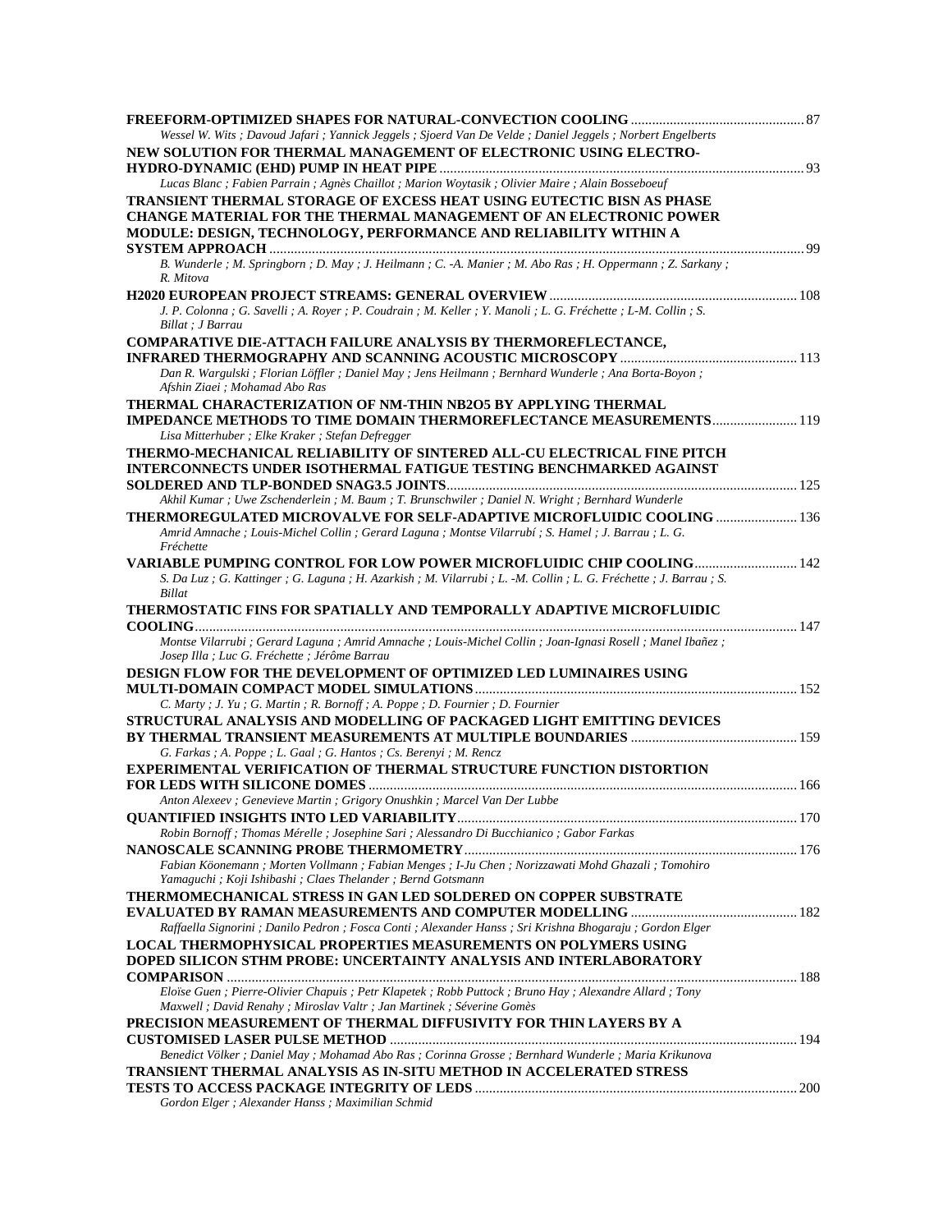**FREEFORM-OPTIMIZED SHAPES FOR NATURAL-CONVECTION COOLING** ........ 87
*Wessel W. Wits ; Davoud Jafari ; Yannick Jeggels ; Sjoerd Van De Velde ; Daniel Jeggels ; Norbert Engelberts*

**NEW SOLUTION FOR THERMAL MANAGEMENT OF ELECTRONIC USING ELECTRO-HYDRO-DYNAMIC (EHD) PUMP IN HEAT PIPE** ........ 93
*Lucas Blanc ; Fabien Parrain ; Agnès Chaillot ; Marion Woytasik ; Olivier Maire ; Alain Bosseboeuf*

**TRANSIENT THERMAL STORAGE OF EXCESS HEAT USING EUTECTIC BISN AS PHASE CHANGE MATERIAL FOR THE THERMAL MANAGEMENT OF AN ELECTRONIC POWER MODULE: DESIGN, TECHNOLOGY, PERFORMANCE AND RELIABILITY WITHIN A SYSTEM APPROACH** ........ 99
*B. Wunderle ; M. Springborn ; D. May ; J. Heilmann ; C. -A. Manier ; M. Abo Ras ; H. Oppermann ; Z. Sarkany ; R. Mitova*

**H2020 EUROPEAN PROJECT STREAMS: GENERAL OVERVIEW** ........ 108
*J. P. Colonna ; G. Savelli ; A. Royer ; P. Coudrain ; M. Keller ; Y. Manoli ; L. G. Fréchette ; L-M. Collin ; S. Billat ; J Barrau*

**COMPARATIVE DIE-ATTACH FAILURE ANALYSIS BY THERMOREFLECTANCE, INFRARED THERMOGRAPHY AND SCANNING ACOUSTIC MICROSCOPY** ........ 113
*Dan R. Wargulski ; Florian Löffler ; Daniel May ; Jens Heilmann ; Bernhard Wunderle ; Ana Borta-Boyon ; Afshin Ziaei ; Mohamad Abo Ras*

**THERMAL CHARACTERIZATION OF NM-THIN NB2O5 BY APPLYING THERMAL IMPEDANCE METHODS TO TIME DOMAIN THERMOREFLECTANCE MEASUREMENTS** ........ 119
*Lisa Mitterhuber ; Elke Kraker ; Stefan Defregger*

**THERMO-MECHANICAL RELIABILITY OF SINTERED ALL-CU ELECTRICAL FINE PITCH INTERCONNECTS UNDER ISOTHERMAL FATIGUE TESTING BENCHMARKED AGAINST SOLDERED AND TLP-BONDED SNAG3.5 JOINTS** ........ 125
*Akhil Kumar ; Uwe Zschenderlein ; M. Baum ; T. Brunschwiler ; Daniel N. Wright ; Bernhard Wunderle*

**THERMOREGULATED MICROVALVE FOR SELF-ADAPTIVE MICROFLUIDIC COOLING** ........ 136
*Amrid Amnache ; Louis-Michel Collin ; Gerard Laguna ; Montse Vilarrubí ; S. Hamel ; J. Barrau ; L. G. Fréchette*

**VARIABLE PUMPING CONTROL FOR LOW POWER MICROFLUIDIC CHIP COOLING** ........ 142
*S. Da Luz ; G. Kattinger ; G. Laguna ; H. Azarkish ; M. Vilarrubi ; L. -M. Collin ; L. G. Fréchette ; J. Barrau ; S. Billat*

**THERMOSTATIC FINS FOR SPATIALLY AND TEMPORALLY ADAPTIVE MICROFLUIDIC COOLING** ........ 147
*Montse Vilarrubi ; Gerard Laguna ; Amrid Amnache ; Louis-Michel Collin ; Joan-Ignasi Rosell ; Manel Ibañez ; Josep Illa ; Luc G. Fréchette ; Jérôme Barrau*

**DESIGN FLOW FOR THE DEVELOPMENT OF OPTIMIZED LED LUMINAIRES USING MULTI-DOMAIN COMPACT MODEL SIMULATIONS** ........ 152
*C. Marty ; J. Yu ; G. Martin ; R. Bornoff ; A. Poppe ; D. Fournier ; D. Fournier*

**STRUCTURAL ANALYSIS AND MODELLING OF PACKAGED LIGHT EMITTING DEVICES BY THERMAL TRANSIENT MEASUREMENTS AT MULTIPLE BOUNDARIES** ........ 159
*G. Farkas ; A. Poppe ; L. Gaal ; G. Hantos ; Cs. Berenyi ; M. Rencz*

**EXPERIMENTAL VERIFICATION OF THERMAL STRUCTURE FUNCTION DISTORTION FOR LEDS WITH SILICONE DOMES** ........ 166
*Anton Alexeev ; Genevieve Martin ; Grigory Onushkin ; Marcel Van Der Lubbe*

**QUANTIFIED INSIGHTS INTO LED VARIABILITY** ........ 170
*Robin Bornoff ; Thomas Mérelle ; Josephine Sari ; Alessandro Di Bucchianico ; Gabor Farkas*

**NANOSCALE SCANNING PROBE THERMOMETRY** ........ 176
*Fabian Köonemann ; Morten Vollmann ; Fabian Menges ; I-Ju Chen ; Norizzawati Mohd Ghazali ; Tomohiro Yamaguchi ; Koji Ishibashi ; Claes Thelander ; Bernd Gotsmann*

**THERMOMECHANICAL STRESS IN GAN LED SOLDERED ON COPPER SUBSTRATE EVALUATED BY RAMAN MEASUREMENTS AND COMPUTER MODELLING** ........ 182
*Raffaella Signorini ; Danilo Pedron ; Fosca Conti ; Alexander Hanss ; Sri Krishna Bhogaraju ; Gordon Elger*

**LOCAL THERMOPHYSICAL PROPERTIES MEASUREMENTS ON POLYMERS USING DOPED SILICON STHM PROBE: UNCERTAINTY ANALYSIS AND INTERLABORATORY COMPARISON** ........ 188
*Eloïse Guen ; Pierre-Olivier Chapuis ; Petr Klapetek ; Robb Puttock ; Bruno Hay ; Alexandre Allard ; Tony Maxwell ; David Renahy ; Miroslav Valtr ; Jan Martinek ; Séverine Gomès*

**PRECISION MEASUREMENT OF THERMAL DIFFUSIVITY FOR THIN LAYERS BY A CUSTOMISED LASER PULSE METHOD** ........ 194
*Benedict Völker ; Daniel May ; Mohamad Abo Ras ; Corinna Grosse ; Bernhard Wunderle ; Maria Krikunova*

**TRANSIENT THERMAL ANALYSIS AS IN-SITU METHOD IN ACCELERATED STRESS TESTS TO ACCESS PACKAGE INTEGRITY OF LEDS** ........ 200
*Gordon Elger ; Alexander Hanss ; Maximilian Schmid*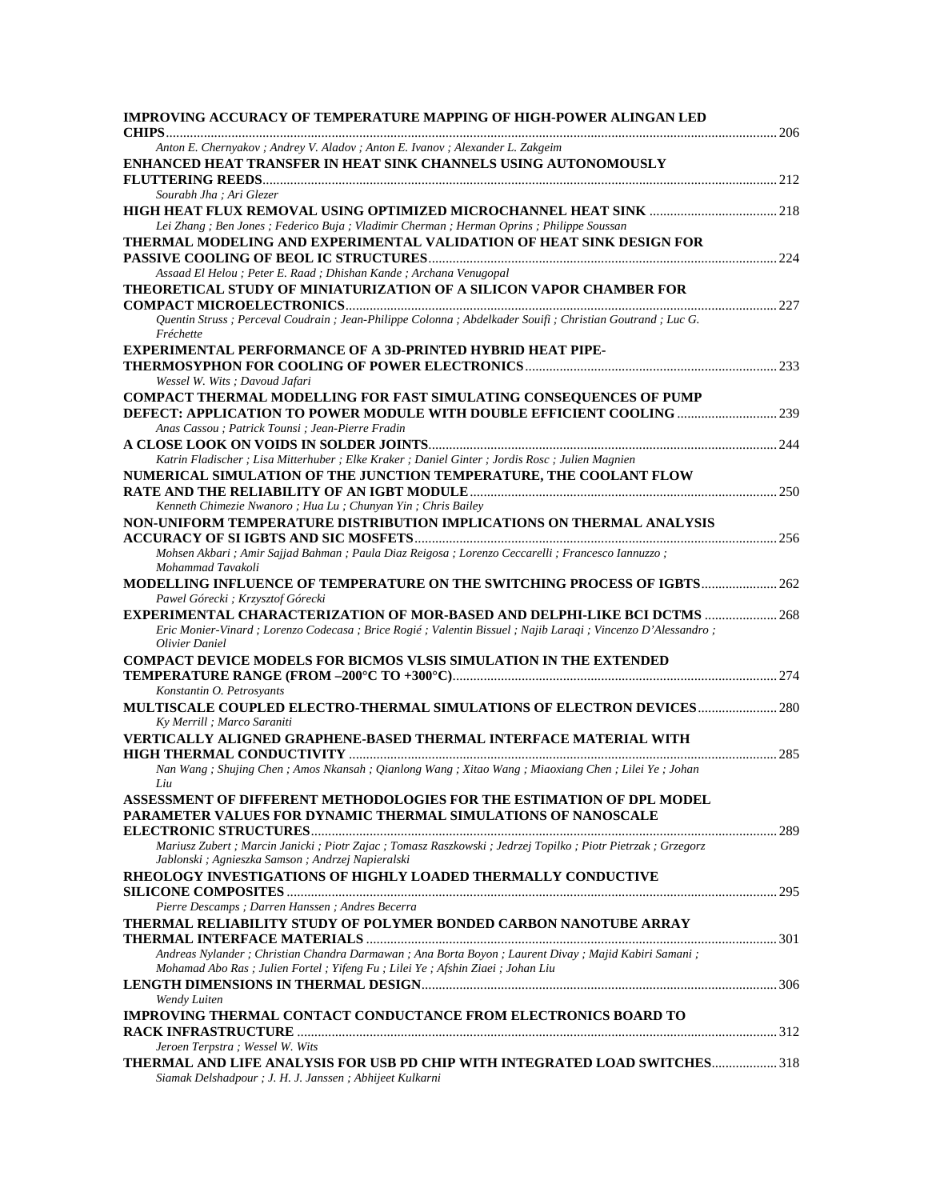**IMPROVING ACCURACY OF TEMPERATURE MAPPING OF HIGH-POWER ALINGAN LED CHIPS** .......... 206
*Anton E. Chernyakov ; Andrey V. Aladov ; Anton E. Ivanov ; Alexander L. Zakgeim*

**ENHANCED HEAT TRANSFER IN HEAT SINK CHANNELS USING AUTONOMOUSLY FLUTTERING REEDS** .......... 212
*Sourabh Jha ; Ari Glezer*

**HIGH HEAT FLUX REMOVAL USING OPTIMIZED MICROCHANNEL HEAT SINK** .......... 218
*Lei Zhang ; Ben Jones ; Federico Buja ; Vladimir Cherman ; Herman Oprins ; Philippe Soussan*

**THERMAL MODELING AND EXPERIMENTAL VALIDATION OF HEAT SINK DESIGN FOR PASSIVE COOLING OF BEOL IC STRUCTURES** .......... 224
*Assaad El Helou ; Peter E. Raad ; Dhishan Kande ; Archana Venugopal*

**THEORETICAL STUDY OF MINIATURIZATION OF A SILICON VAPOR CHAMBER FOR COMPACT MICROELECTRONICS** .......... 227
*Quentin Struss ; Perceval Coudrain ; Jean-Philippe Colonna ; Abdelkader Souifi ; Christian Goutrand ; Luc G. Fréchette*

**EXPERIMENTAL PERFORMANCE OF A 3D-PRINTED HYBRID HEAT PIPE-THERMOSYPHON FOR COOLING OF POWER ELECTRONICS** .......... 233
*Wessel W. Wits ; Davoud Jafari*

**COMPACT THERMAL MODELLING FOR FAST SIMULATING CONSEQUENCES OF PUMP DEFECT: APPLICATION TO POWER MODULE WITH DOUBLE EFFICIENT COOLING** .......... 239
*Anas Cassou ; Patrick Tounsi ; Jean-Pierre Fradin*

**A CLOSE LOOK ON VOIDS IN SOLDER JOINTS** .......... 244
*Katrin Fladischer ; Lisa Mitterhuber ; Elke Kraker ; Daniel Ginter ; Jordis Rosc ; Julien Magnien*

**NUMERICAL SIMULATION OF THE JUNCTION TEMPERATURE, THE COOLANT FLOW RATE AND THE RELIABILITY OF AN IGBT MODULE** .......... 250
*Kenneth Chimezie Nwanoro ; Hua Lu ; Chunyan Yin ; Chris Bailey*

**NON-UNIFORM TEMPERATURE DISTRIBUTION IMPLICATIONS ON THERMAL ANALYSIS ACCURACY OF SI IGBTS AND SIC MOSFETS** .......... 256
*Mohsen Akbari ; Amir Sajjad Bahman ; Paula Diaz Reigosa ; Lorenzo Ceccarelli ; Francesco Iannuzzo ; Mohammad Tavakoli*

**MODELLING INFLUENCE OF TEMPERATURE ON THE SWITCHING PROCESS OF IGBTS** .......... 262
*Pawel Górecki ; Krzysztof Górecki*

**EXPERIMENTAL CHARACTERIZATION OF MOR-BASED AND DELPHI-LIKE BCI DCTMS** .......... 268
*Eric Monier-Vinard ; Lorenzo Codecasa ; Brice Rogié ; Valentin Bissuel ; Najib Laraqi ; Vincenzo D'Alessandro ; Olivier Daniel*

**COMPACT DEVICE MODELS FOR BICMOS VLSIS SIMULATION IN THE EXTENDED TEMPERATURE RANGE (FROM –200°C TO +300°C)** .......... 274
*Konstantin O. Petrosyants*

**MULTISCALE COUPLED ELECTRO-THERMAL SIMULATIONS OF ELECTRON DEVICES** .......... 280
*Ky Merrill ; Marco Saraniti*

**VERTICALLY ALIGNED GRAPHENE-BASED THERMAL INTERFACE MATERIAL WITH HIGH THERMAL CONDUCTIVITY** .......... 285
*Nan Wang ; Shujing Chen ; Amos Nkansah ; Qianlong Wang ; Xitao Wang ; Miaoxiang Chen ; Lilei Ye ; Johan Liu*

**ASSESSMENT OF DIFFERENT METHODOLOGIES FOR THE ESTIMATION OF DPL MODEL PARAMETER VALUES FOR DYNAMIC THERMAL SIMULATIONS OF NANOSCALE ELECTRONIC STRUCTURES** .......... 289
*Mariusz Zubert ; Marcin Janicki ; Piotr Zajac ; Tomasz Raszkowski ; Jedrzej Topilko ; Piotr Pietrzak ; Grzegorz Jablonski ; Agnieszka Samson ; Andrzej Napieralski*

**RHEOLOGY INVESTIGATIONS OF HIGHLY LOADED THERMALLY CONDUCTIVE SILICONE COMPOSITES** .......... 295
*Pierre Descamps ; Darren Hanssen ; Andres Becerra*

**THERMAL RELIABILITY STUDY OF POLYMER BONDED CARBON NANOTUBE ARRAY THERMAL INTERFACE MATERIALS** .......... 301
*Andreas Nylander ; Christian Chandra Darmawan ; Ana Borta Boyon ; Laurent Divay ; Majid Kabiri Samani ; Mohamad Abo Ras ; Julien Fortel ; Yifeng Fu ; Lilei Ye ; Afshin Ziaei ; Johan Liu*

**LENGTH DIMENSIONS IN THERMAL DESIGN** .......... 306
*Wendy Luiten*

**IMPROVING THERMAL CONTACT CONDUCTANCE FROM ELECTRONICS BOARD TO RACK INFRASTRUCTURE** .......... 312
*Jeroen Terpstra ; Wessel W. Wits*

**THERMAL AND LIFE ANALYSIS FOR USB PD CHIP WITH INTEGRATED LOAD SWITCHES** .......... 318
*Siamak Delshadpour ; J. H. J. Janssen ; Abhijeet Kulkarni*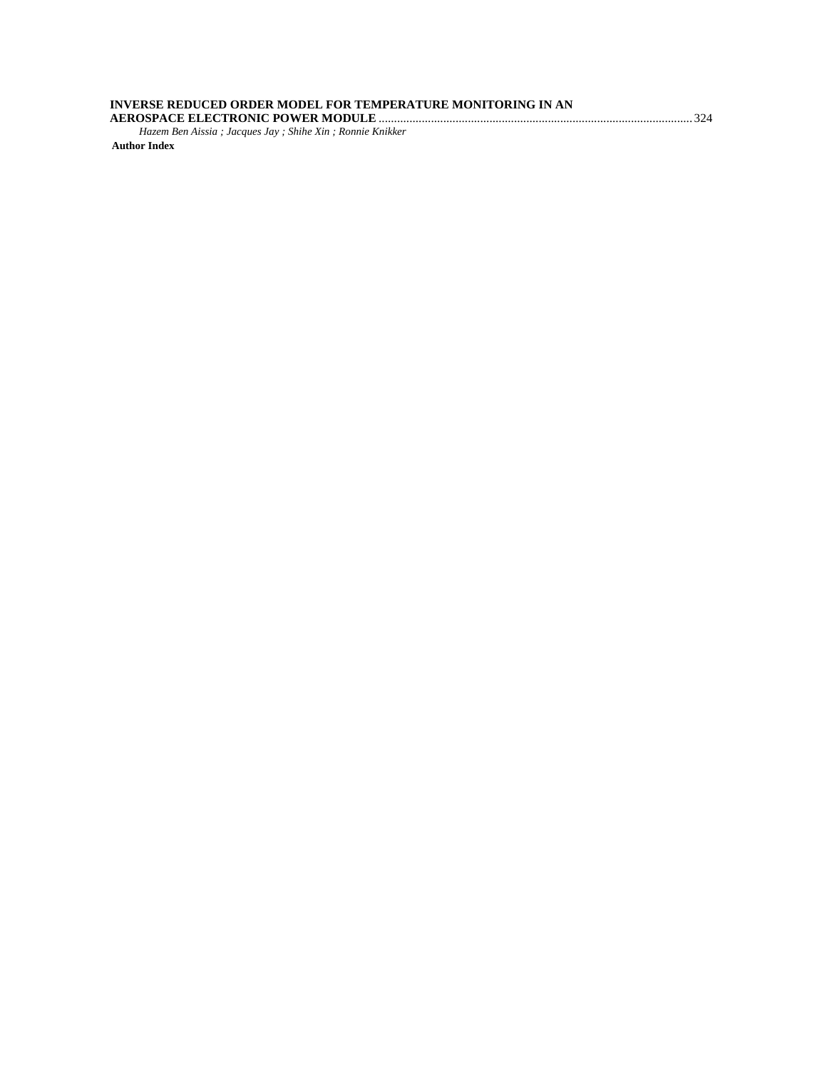**INVERSE REDUCED ORDER MODEL FOR TEMPERATURE MONITORING IN AN AEROSPACE ELECTRONIC POWER MODULE** ..................................................................................................... 324

*Hazem Ben Aissia ; Jacques Jay ; Shihe Xin ; Ronnie Knikker*

**Author Index**